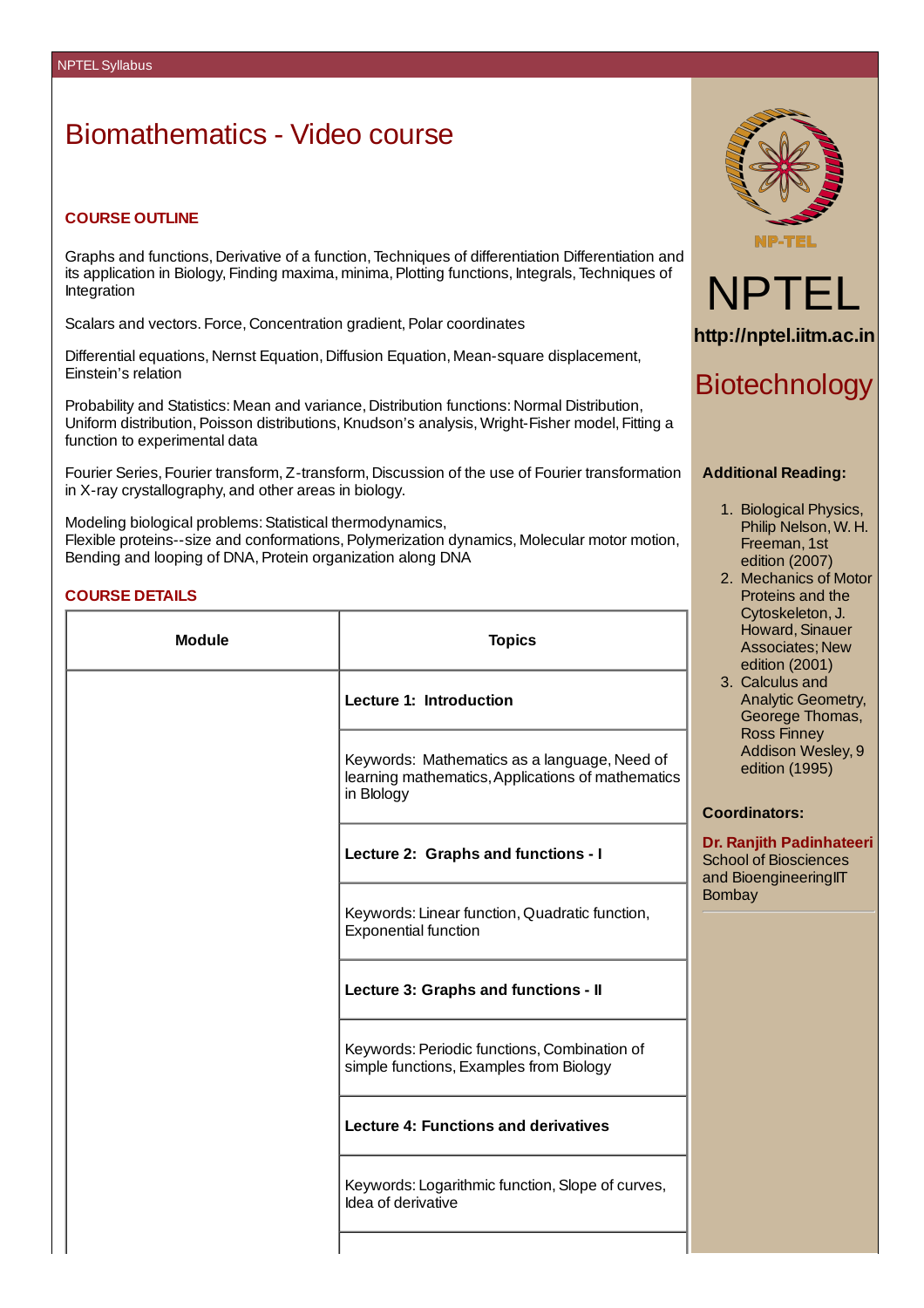# Biomathematics - Video course

## COURSE OUTLINE

Graphs and functions, Derivative of a function, Techniques of differentiation Differentiation and its application in Biology, Finding maxima, minima, Plotting functions, Integrals, Techniques of Integration

Scalars and vectors. Force, Concentration gradient, Polar coordinates

Differential equations, Nernst Equation, Diffusion Equation, Mean-square displacement, Einstein's relation

Probability and Statistics: Mean and variance, Distribution functions: Normal Distribution, Uniform distribution, Poisson distributions, Knudson's analysis, Wright-Fisher model, Fitting a function to experimental data

Fourier Series, Fourier transform, Z-transform, Discussion of the use of Fourier transformation in X-ray crystallography, and other areas in biology.

Modeling biological problems: Statistical thermodynamics,
Flexible proteins--size and conformations, Polymerization dynamics, Molecular motor motion, Bending and looping of DNA, Protein organization along DNA

## COURSE DETAILS

| Module | Topics |
| --- | --- |
| | **Lecture 1: Introduction** |
| | Keywords: Mathematics as a language, Need of learning mathematics, Applications of mathematics in Biology |
| | **Lecture 2: Graphs and functions - I** |
| | Keywords: Linear function, Quadratic function, Exponential function |
| | **Lecture 3: Graphs and functions - II** |
| | Keywords: Periodic functions, Combination of simple functions, Examples from Biology |
| | **Lecture 4: Functions and derivatives** |
| | Keywords: Logarithmic function, Slope of curves, Idea of derivative |

NPTEL

http://nptel.iitm.ac.in

Biotechnology

**Additional Reading:**

1. Biological Physics, Philip Nelson, W. H. Freeman, 1st edition (2007)
2. Mechanics of Motor Proteins and the Cytoskeleton, J. Howard, Sinauer Associates; New edition (2001)
3. Calculus and Analytic Geometry, Georege Thomas, Ross Finney Addison Wesley, 9 edition (1995)

**Coordinators:**

**Dr. Ranjith Padinhateeri**
School of Biosciences and BioengineeringIIT Bombay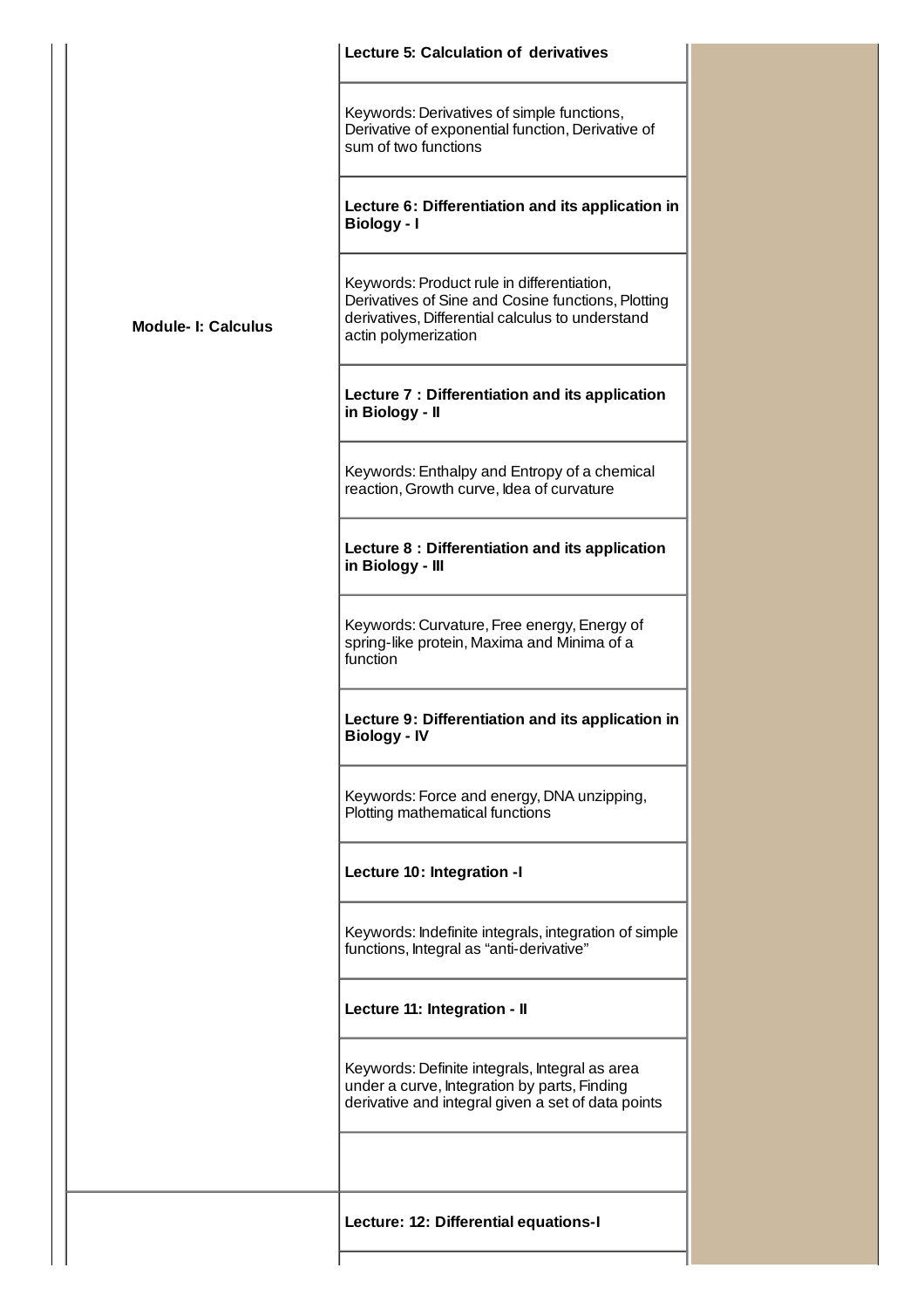| Module | Lecture |
| --- | --- |
| **Module- I: Calculus** | **Lecture 5: Calculation of derivatives** |
| | Keywords: Derivatives of simple functions, Derivative of exponential function, Derivative of sum of two functions |
| | **Lecture 6: Differentiation and its application in Biology - I** |
| | Keywords: Product rule in differentiation, Derivatives of Sine and Cosine functions, Plotting derivatives, Differential calculus to understand actin polymerization |
| | **Lecture 7 : Differentiation and its application in Biology - II** |
| | Keywords: Enthalpy and Entropy of a chemical reaction, Growth curve, Idea of curvature |
| | **Lecture 8 : Differentiation and its application in Biology - III** |
| | Keywords: Curvature, Free energy, Energy of spring-like protein, Maxima and Minima of a function |
| | **Lecture 9: Differentiation and its application in Biology - IV** |
| | Keywords: Force and energy, DNA unzipping, Plotting mathematical functions |
| | **Lecture 10: Integration -I** |
| | Keywords: Indefinite integrals, integration of simple functions, Integral as "anti-derivative" |
| | **Lecture 11: Integration - II** |
| | Keywords: Definite integrals, Integral as area under a curve, Integration by parts, Finding derivative and integral given a set of data points |
| | |
| | **Lecture: 12: Differential equations-I** |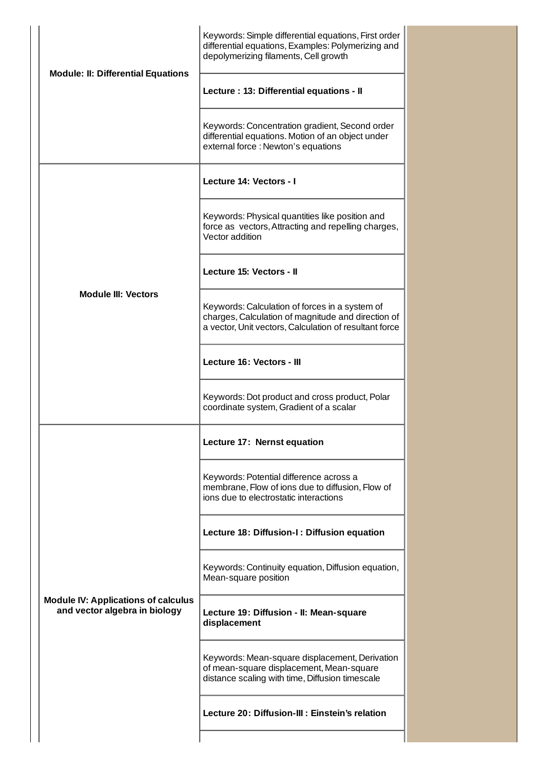| Module | Lecture / Keywords |
| --- | --- |
| **Module: II: Differential Equations** | Keywords: Simple differential equations, First order differential equations, Examples: Polymerizing and depolymerizing filaments, Cell growth |
| | **Lecture : 13: Differential equations - II** |
| | Keywords: Concentration gradient, Second order differential equations. Motion of an object under external force : Newton's equations |
| **Module III: Vectors** | **Lecture 14: Vectors - I** |
| | Keywords: Physical quantities like position and force as vectors, Attracting and repelling charges, Vector addition |
| | **Lecture 15: Vectors - II** |
| | Keywords: Calculation of forces in a system of charges, Calculation of magnitude and direction of a vector, Unit vectors, Calculation of resultant force |
| | **Lecture 16: Vectors - III** |
| | Keywords: Dot product and cross product, Polar coordinate system, Gradient of a scalar |
| **Module IV: Applications of calculus and vector algebra in biology** | **Lecture 17: Nernst equation** |
| | Keywords: Potential difference across a membrane, Flow of ions due to diffusion, Flow of ions due to electrostatic interactions |
| | **Lecture 18: Diffusion-I : Diffusion equation** |
| | Keywords: Continuity equation, Diffusion equation, Mean-square position |
| | **Lecture 19: Diffusion - II: Mean-square displacement** |
| | Keywords: Mean-square displacement, Derivation of mean-square displacement, Mean-square distance scaling with time, Diffusion timescale |
| | **Lecture 20: Diffusion-III : Einstein's relation** |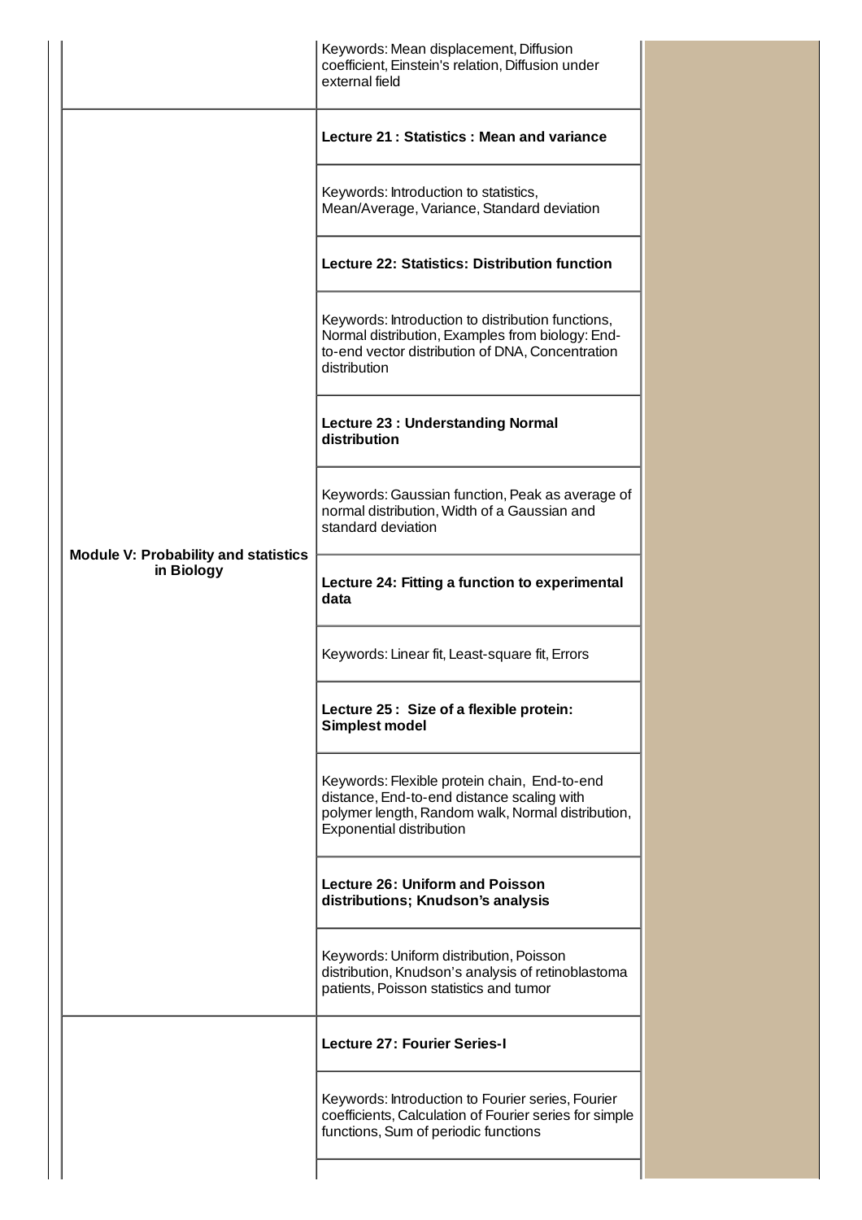| | | |
|---|---|---|
| | Keywords: Mean displacement, Diffusion coefficient, Einstein's relation, Diffusion under external field | |
| **Module V: Probability and statistics in Biology** | **Lecture 21 : Statistics : Mean and variance** | |
| | Keywords: Introduction to statistics, Mean/Average, Variance, Standard deviation | |
| | **Lecture 22: Statistics: Distribution function** | |
| | Keywords: Introduction to distribution functions, Normal distribution, Examples from biology: End-to-end vector distribution of DNA, Concentration distribution | |
| | **Lecture 23 : Understanding Normal distribution** | |
| | Keywords: Gaussian function, Peak as average of normal distribution, Width of a Gaussian and standard deviation | |
| | **Lecture 24: Fitting a function to experimental data** | |
| | Keywords: Linear fit, Least-square fit, Errors | |
| | **Lecture 25 : Size of a flexible protein: Simplest model** | |
| | Keywords: Flexible protein chain, End-to-end distance, End-to-end distance scaling with polymer length, Random walk, Normal distribution, Exponential distribution | |
| | **Lecture 26: Uniform and Poisson distributions; Knudson's analysis** | |
| | Keywords: Uniform distribution, Poisson distribution, Knudson's analysis of retinoblastoma patients, Poisson statistics and tumor | |
| | **Lecture 27: Fourier Series-I** | |
| | Keywords: Introduction to Fourier series, Fourier coefficients, Calculation of Fourier series for simple functions, Sum of periodic functions | |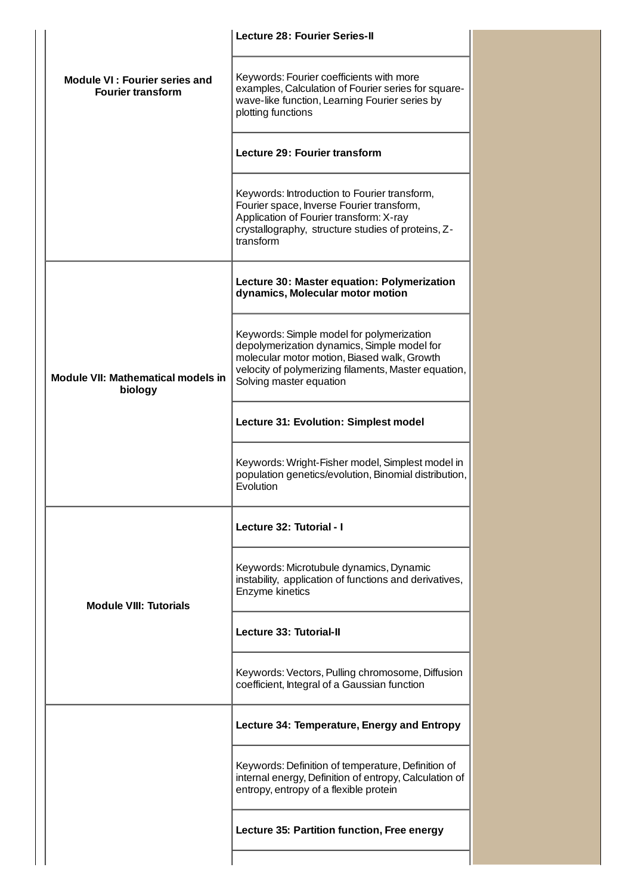| Module | Lecture |
| --- | --- |
| **Module VI : Fourier series and Fourier transform** | **Lecture 28: Fourier Series-II** |
| | Keywords: Fourier coefficients with more examples, Calculation of Fourier series for square-wave-like function, Learning Fourier series by plotting functions |
| | **Lecture 29: Fourier transform** |
| | Keywords: Introduction to Fourier transform, Fourier space, Inverse Fourier transform, Application of Fourier transform: X-ray crystallography, structure studies of proteins, Z-transform |
| **Module VII: Mathematical models in biology** | **Lecture 30: Master equation: Polymerization dynamics, Molecular motor motion** |
| | Keywords: Simple model for polymerization depolymerization dynamics, Simple model for molecular motor motion, Biased walk, Growth velocity of polymerizing filaments, Master equation, Solving master equation |
| | **Lecture 31: Evolution: Simplest model** |
| | Keywords: Wright-Fisher model, Simplest model in population genetics/evolution, Binomial distribution, Evolution |
| **Module VIII: Tutorials** | **Lecture 32: Tutorial - I** |
| | Keywords: Microtubule dynamics, Dynamic instability, application of functions and derivatives, Enzyme kinetics |
| | **Lecture 33: Tutorial-II** |
| | Keywords: Vectors, Pulling chromosome, Diffusion coefficient, Integral of a Gaussian function |
| | **Lecture 34: Temperature, Energy and Entropy** |
| | Keywords: Definition of temperature, Definition of internal energy, Definition of entropy, Calculation of entropy, entropy of a flexible protein |
| | **Lecture 35: Partition function, Free energy** |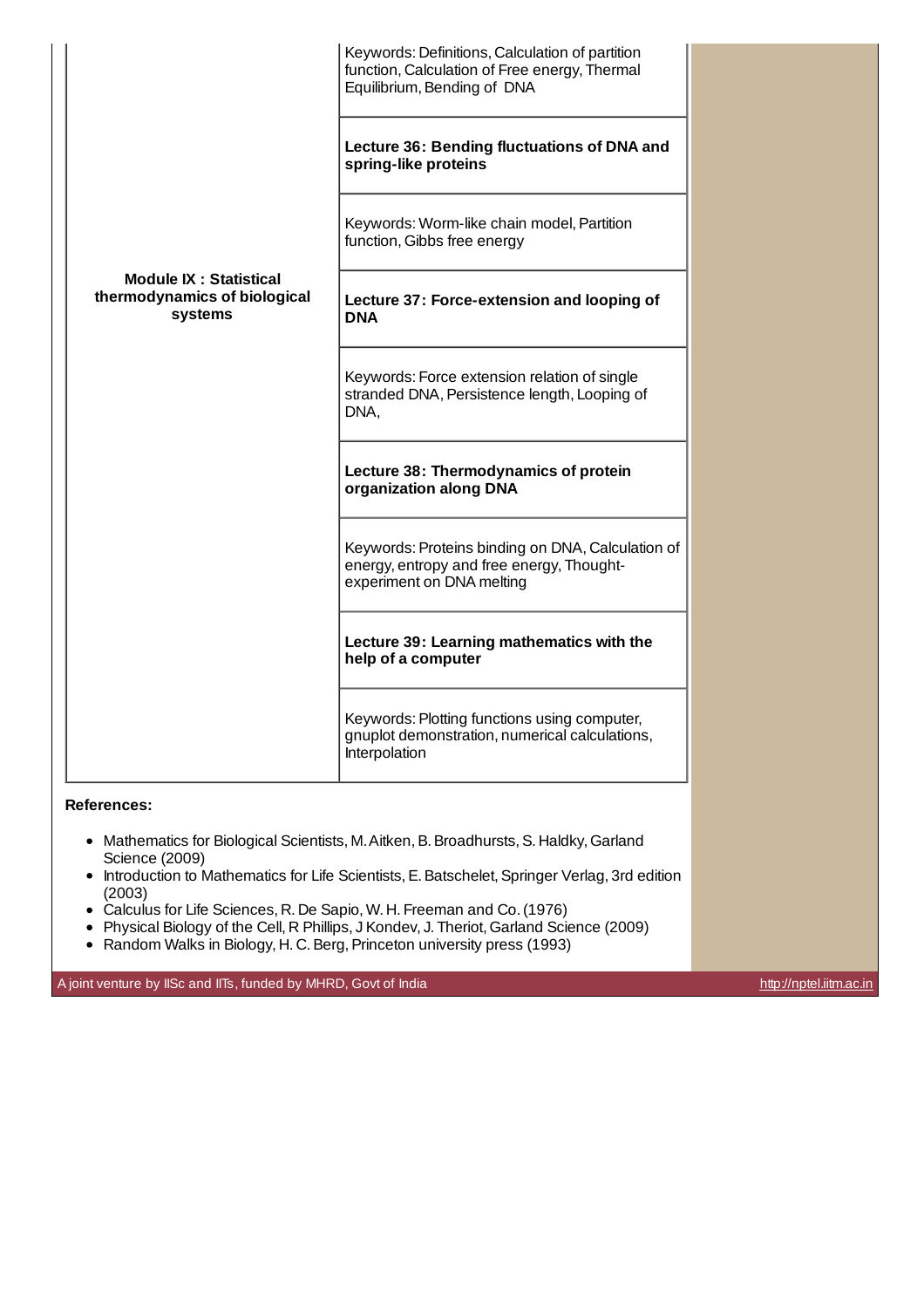| | |
|---|---|
| **Module IX : Statistical thermodynamics of biological systems** | Keywords: Definitions, Calculation of partition function, Calculation of Free energy, Thermal Equilibrium, Bending of DNA |
| | **Lecture 36: Bending fluctuations of DNA and spring-like proteins** |
| | Keywords: Worm-like chain model, Partition function, Gibbs free energy |
| | **Lecture 37: Force-extension and looping of DNA** |
| | Keywords: Force extension relation of single stranded DNA, Persistence length, Looping of DNA, |
| | **Lecture 38: Thermodynamics of protein organization along DNA** |
| | Keywords: Proteins binding on DNA, Calculation of energy, entropy and free energy, Thought-experiment on DNA melting |
| | **Lecture 39: Learning mathematics with the help of a computer** |
| | Keywords: Plotting functions using computer, gnuplot demonstration, numerical calculations, Interpolation |

**References:**

- Mathematics for Biological Scientists, M. Aitken, B. Broadhursts, S. Haldky, Garland Science (2009)
- Introduction to Mathematics for Life Scientists, E. Batschelet, Springer Verlag, 3rd edition (2003)
- Calculus for Life Sciences, R. De Sapio, W. H. Freeman and Co. (1976)
- Physical Biology of the Cell, R Phillips, J Kondev, J. Theriot, Garland Science (2009)
- Random Walks in Biology, H. C. Berg, Princeton university press (1993)

A joint venture by IISc and IITs, funded by MHRD, Govt of India http://nptel.iitm.ac.in